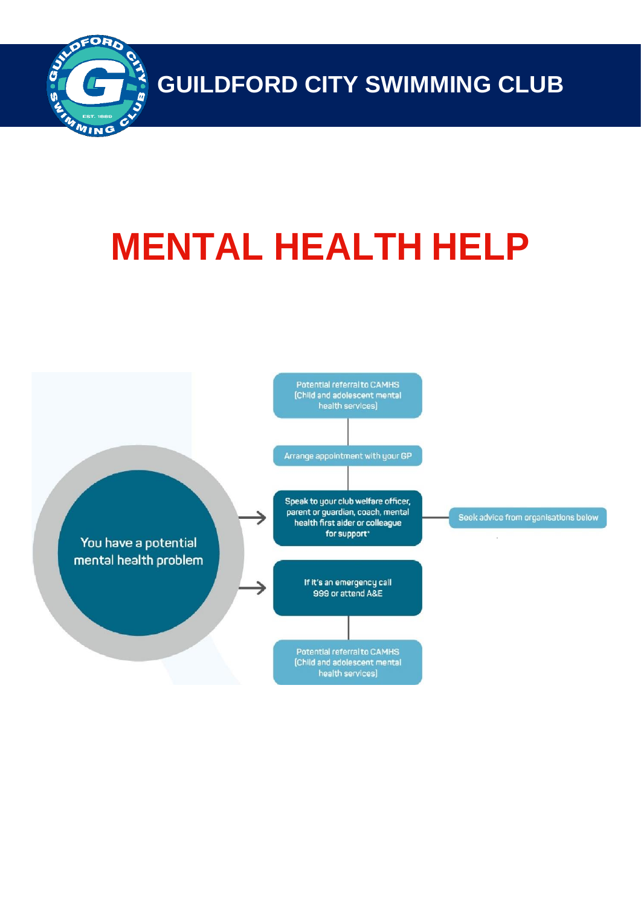# GUILDFORD CITY SWIMMING CLUB

# MENTAL HEALTH HELP

You have a potential mental health problem

- Potential referral to CAMHS (Child and adolescent mental health services)
- Arrange appointment with your GP
- Speak to your club welfare officer, parent or guardian, coach, mental health first aider or colleague for support*
  - Seek advice from organisations below
- If it's an emergency call 999 or attend A&E
- Potential referral to CAMHS (Child and adolescent mental health services)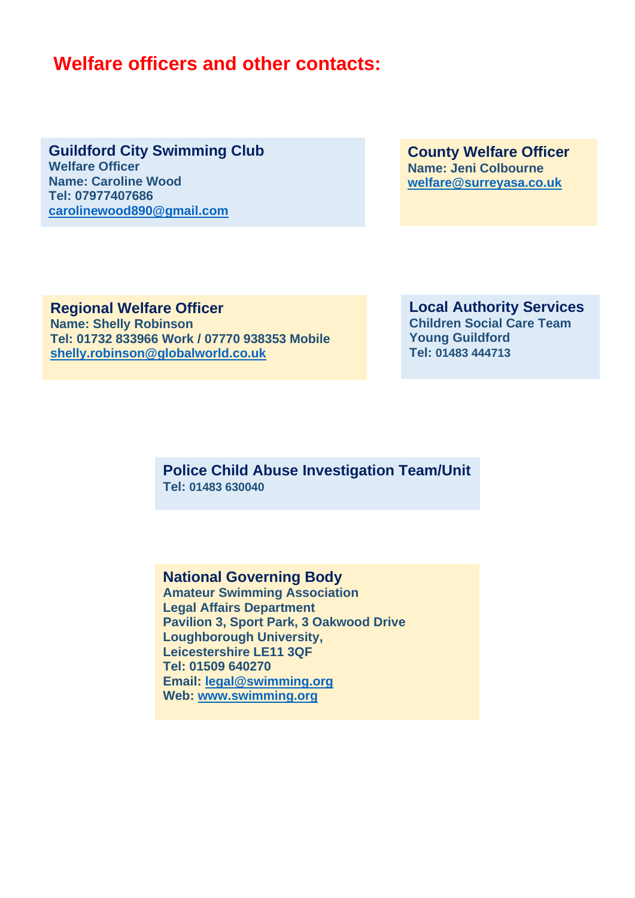# Welfare officers and other contacts:

### Guildford City Swimming Club

**Welfare Officer**
**Name: Caroline Wood**
**Tel: 07977407686**
**carolinewood890@gmail.com**

### County Welfare Officer

**Name: Jeni Colbourne**
**welfare@surreyasa.co.uk**

### Regional Welfare Officer

**Name: Shelly Robinson**
**Tel: 01732 833966 Work / 07770 938353 Mobile**
**shelly.robinson@globalworld.co.uk**

### Local Authority Services

**Children Social Care Team**
**Young Guildford**
**Tel: 01483 444713**

### Police Child Abuse Investigation Team/Unit

**Tel: 01483 630040**

### National Governing Body

**Amateur Swimming Association**
**Legal Affairs Department**
**Pavilion 3, Sport Park, 3 Oakwood Drive**
**Loughborough University,**
**Leicestershire LE11 3QF**
**Tel: 01509 640270**
**Email: legal@swimming.org**
**Web: www.swimming.org**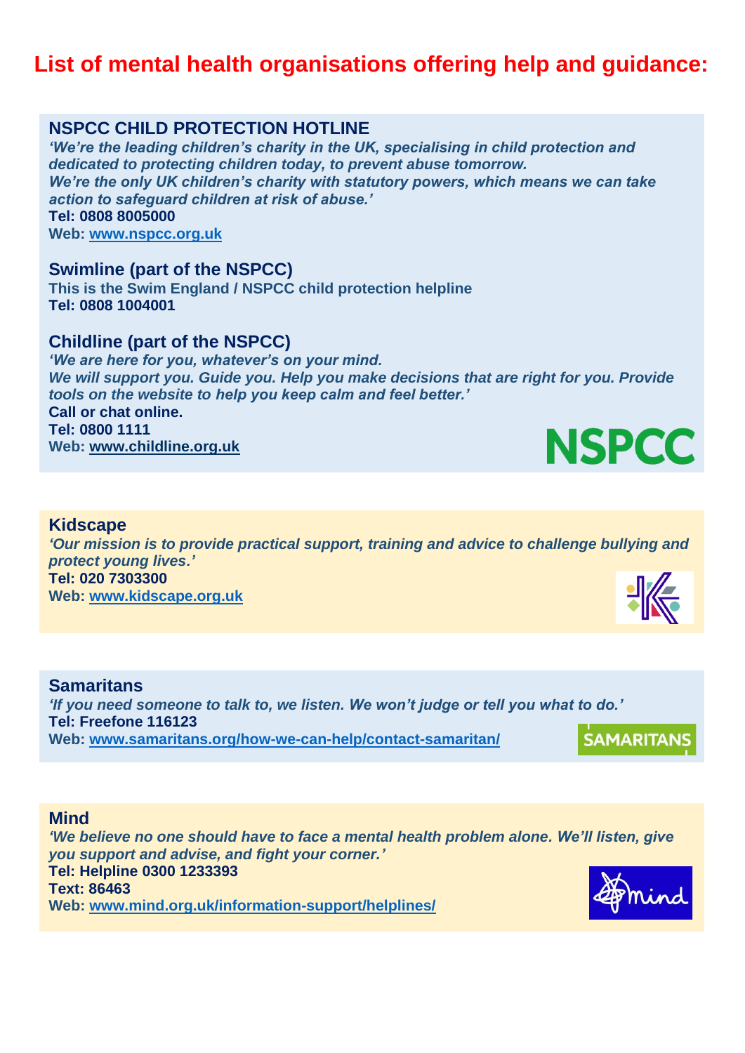# List of mental health organisations offering help and guidance:

## NSPCC CHILD PROTECTION HOTLINE

***'We're the leading children's charity in the UK, specialising in child protection and dedicated to protecting children today, to prevent abuse tomorrow.***
***We're the only UK children's charity with statutory powers, which means we can take action to safeguard children at risk of abuse.'***

**Tel: 0808 8005000**
**Web: [www.nspcc.org.uk](http://www.nspcc.org.uk)**

## Swimline (part of the NSPCC)

**This is the Swim England / NSPCC child protection helpline**
**Tel: 0808 1004001**

## Childline (part of the NSPCC)

***'We are here for you, whatever's on your mind.***
***We will support you. Guide you. Help you make decisions that are right for you. Provide tools on the website to help you keep calm and feel better.'***

**Call or chat online.**
**Tel: 0800 1111**
**Web: [www.childline.org.uk](http://www.childline.org.uk)**

NSPCC

## Kidscape

***'Our mission is to provide practical support, training and advice to challenge bullying and protect young lives.'***

**Tel: 020 7303300**
**Web: [www.kidscape.org.uk](http://www.kidscape.org.uk)**

## Samaritans

***'If you need someone to talk to, we listen. We won't judge or tell you what to do.'***

**Tel: Freefone 116123**
**Web: [www.samaritans.org/how-we-can-help/contact-samaritan/](http://www.samaritans.org/how-we-can-help/contact-samaritan/)**

SAMARITANS

## Mind

***'We believe no one should have to face a mental health problem alone. We'll listen, give you support and advise, and fight your corner.'***

**Tel: Helpline 0300 1233393**
**Text: 86463**
**Web: [www.mind.org.uk/information-support/helplines/](http://www.mind.org.uk/information-support/helplines/)**

mind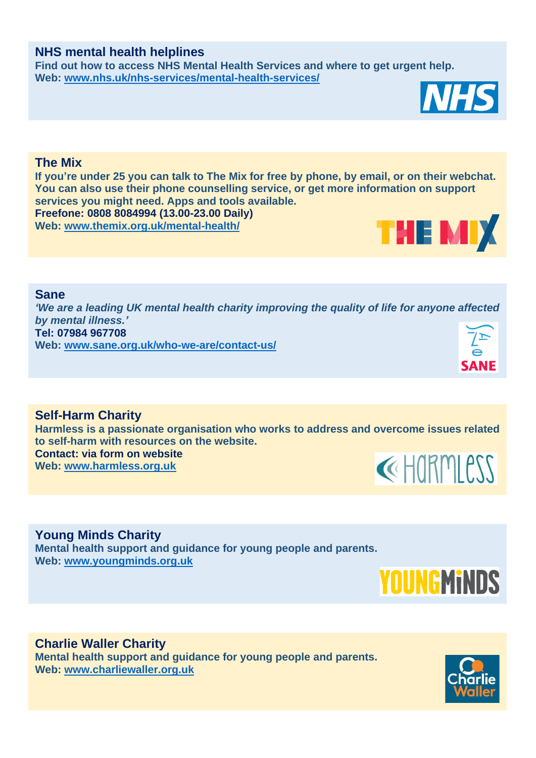## NHS mental health helplines

**Find out how to access NHS Mental Health Services and where to get urgent help.**
**Web: [www.nhs.uk/nhs-services/mental-health-services/](www.nhs.uk/nhs-services/mental-health-services/)**

## The Mix

**If you're under 25 you can talk to The Mix for free by phone, by email, or on their webchat. You can also use their phone counselling service, or get more information on support services you might need. Apps and tools available.**
**Freefone: 0808 8084994 (13.00-23.00 Daily)**
**Web: [www.themix.org.uk/mental-health/](www.themix.org.uk/mental-health/)**

## Sane

***'We are a leading UK mental health charity improving the quality of life for anyone affected by mental illness.'***
**Tel: 07984 967708**
**Web: [www.sane.org.uk/who-we-are/contact-us/](www.sane.org.uk/who-we-are/contact-us/)**

## Self-Harm Charity

**Harmless is a passionate organisation who works to address and overcome issues related to self-harm with resources on the website.**
**Contact: via form on website**
**Web: [www.harmless.org.uk](www.harmless.org.uk)**

## Young Minds Charity

**Mental health support and guidance for young people and parents.**
**Web: [www.youngminds.org.uk](www.youngminds.org.uk)**

## Charlie Waller Charity

**Mental health support and guidance for young people and parents.**
**Web: [www.charliewaller.org.uk](www.charliewaller.org.uk)**